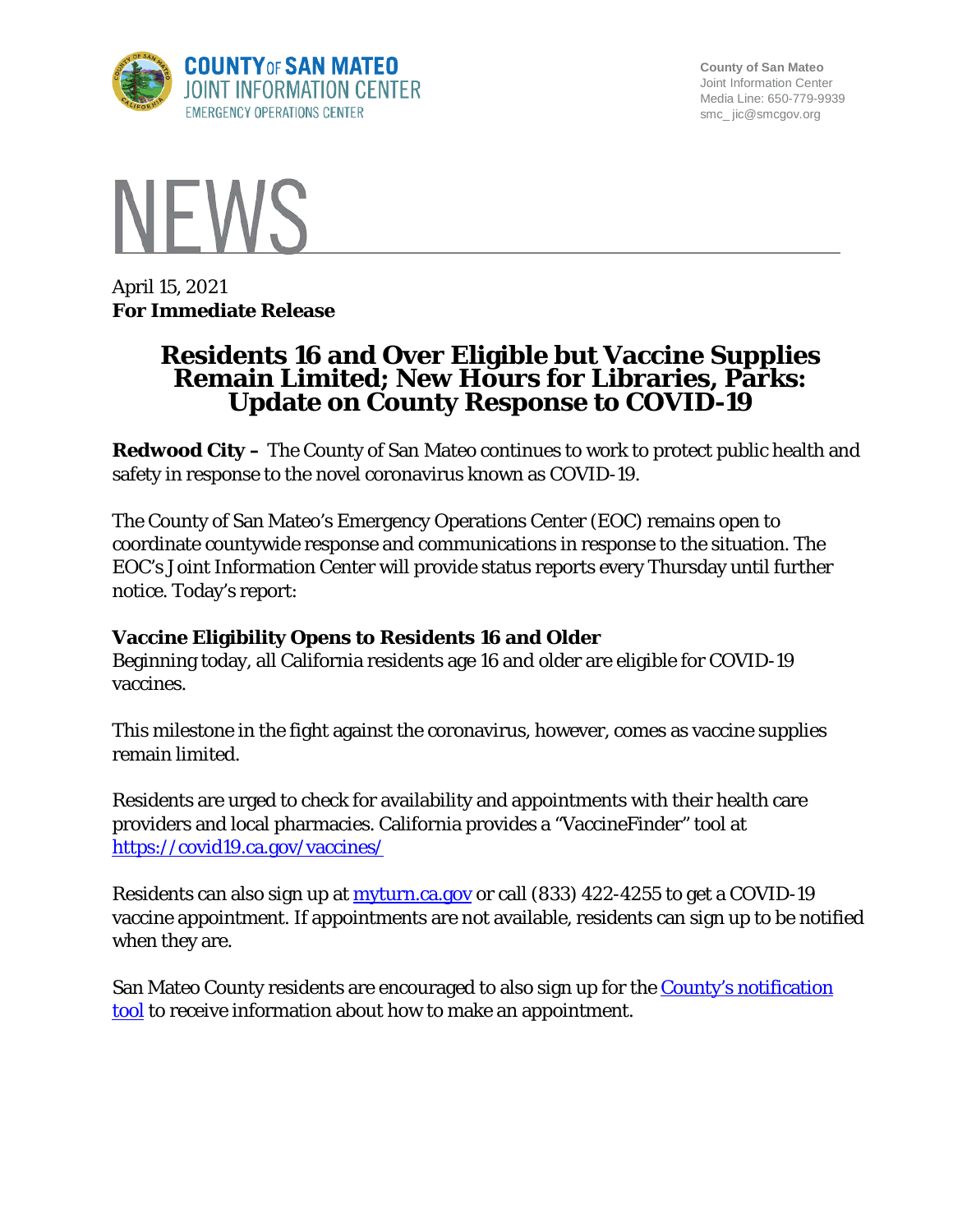County of San Mateo
Joint Information Center
Media Line: 650-779-9939
smc_ jic@smcgov.org

# NEWS

April 15, 2021
**For Immediate Release**

# Residents 16 and Over Eligible but Vaccine Supplies Remain Limited; New Hours for Libraries, Parks: Update on County Response to COVID-19

**Redwood City –** The County of San Mateo continues to work to protect public health and safety in response to the novel coronavirus known as COVID-19.

The County of San Mateo's Emergency Operations Center (EOC) remains open to coordinate countywide response and communications in response to the situation. The EOC's Joint Information Center will provide status reports every Thursday until further notice. Today's report:

**Vaccine Eligibility Opens to Residents 16 and Older**
Beginning today, all California residents age 16 and older are eligible for COVID-19 vaccines.

This milestone in the fight against the coronavirus, however, comes as vaccine supplies remain limited.

Residents are urged to check for availability and appointments with their health care providers and local pharmacies. California provides a "VaccineFinder" tool at https://covid19.ca.gov/vaccines/

Residents can also sign up at myturn.ca.gov or call (833) 422-4255 to get a COVID-19 vaccine appointment. If appointments are not available, residents can sign up to be notified when they are.

San Mateo County residents are encouraged to also sign up for the County's notification tool to receive information about how to make an appointment.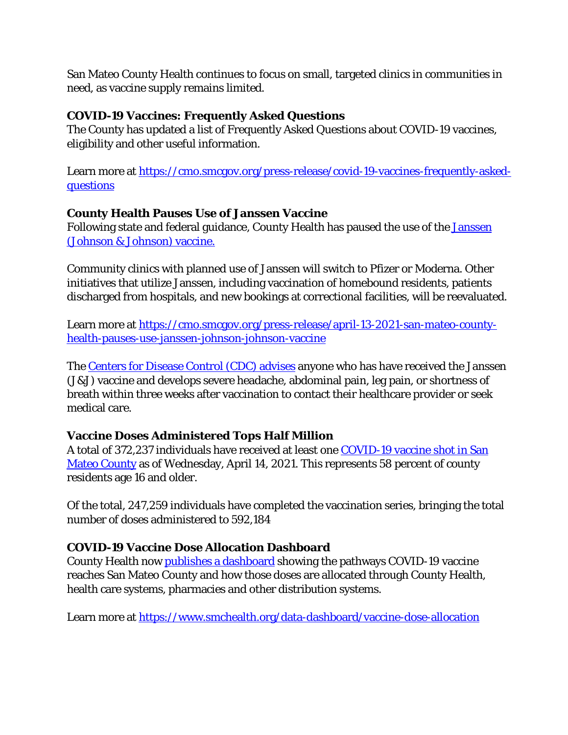San Mateo County Health continues to focus on small, targeted clinics in communities in need, as vaccine supply remains limited.

**COVID-19 Vaccines: Frequently Asked Questions**
The County has updated a list of Frequently Asked Questions about COVID-19 vaccines, eligibility and other useful information.

Learn more at [https://cmo.smcgov.org/press-release/covid-19-vaccines-frequently-asked-questions](https://cmo.smcgov.org/press-release/covid-19-vaccines-frequently-asked-questions)

**County Health Pauses Use of Janssen Vaccine**
Following state and federal guidance, County Health has paused the use of the [Janssen (Johnson & Johnson) vaccine.](#)

Community clinics with planned use of Janssen will switch to Pfizer or Moderna. Other initiatives that utilize Janssen, including vaccination of homebound residents, patients discharged from hospitals, and new bookings at correctional facilities, will be reevaluated.

Learn more at [https://cmo.smcgov.org/press-release/april-13-2021-san-mateo-county-health-pauses-use-janssen-johnson-johnson-vaccine](https://cmo.smcgov.org/press-release/april-13-2021-san-mateo-county-health-pauses-use-janssen-johnson-johnson-vaccine)

The [Centers for Disease Control (CDC) advises](#) anyone who has have received the Janssen (J&J) vaccine and develops severe headache, abdominal pain, leg pain, or shortness of breath within three weeks after vaccination to contact their healthcare provider or seek medical care.

**Vaccine Doses Administered Tops Half Million**
A total of 372,237 individuals have received at least one [COVID-19 vaccine shot in San Mateo County](#) as of Wednesday, April 14, 2021. This represents 58 percent of county residents age 16 and older.

Of the total, 247,259 individuals have completed the vaccination series, bringing the total number of doses administered to 592,184

**COVID-19 Vaccine Dose Allocation Dashboard**
County Health now [publishes a dashboard](#) showing the pathways COVID-19 vaccine reaches San Mateo County and how those doses are allocated through County Health, health care systems, pharmacies and other distribution systems.

Learn more at [https://www.smchealth.org/data-dashboard/vaccine-dose-allocation](https://www.smchealth.org/data-dashboard/vaccine-dose-allocation)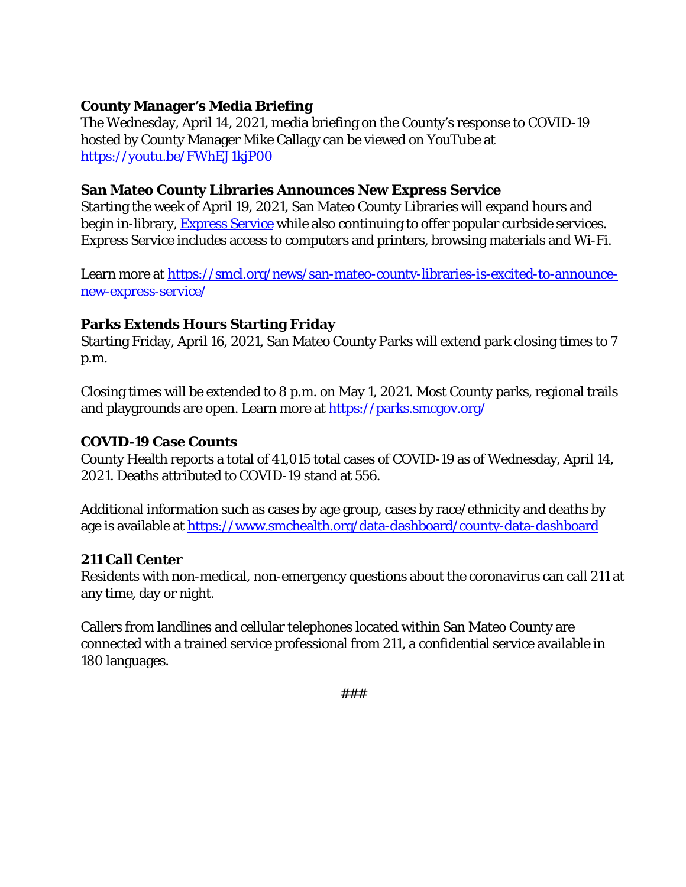**County Manager's Media Briefing**
The Wednesday, April 14, 2021, media briefing on the County's response to COVID-19 hosted by County Manager Mike Callagy can be viewed on YouTube at https://youtu.be/FWhEJ1kjP00

**San Mateo County Libraries Announces New Express Service**
Starting the week of April 19, 2021, San Mateo County Libraries will expand hours and begin in-library, Express Service while also continuing to offer popular curbside services. Express Service includes access to computers and printers, browsing materials and Wi-Fi.

Learn more at https://smcl.org/news/san-mateo-county-libraries-is-excited-to-announce-new-express-service/

**Parks Extends Hours Starting Friday**
Starting Friday, April 16, 2021, San Mateo County Parks will extend park closing times to 7 p.m.

Closing times will be extended to 8 p.m. on May 1, 2021. Most County parks, regional trails and playgrounds are open. Learn more at https://parks.smcgov.org/

**COVID-19 Case Counts**
County Health reports a total of 41,015 total cases of COVID-19 as of Wednesday, April 14, 2021. Deaths attributed to COVID-19 stand at 556.

Additional information such as cases by age group, cases by race/ethnicity and deaths by age is available at https://www.smchealth.org/data-dashboard/county-data-dashboard

**211 Call Center**
Residents with non-medical, non-emergency questions about the coronavirus can call 211 at any time, day or night.

Callers from landlines and cellular telephones located within San Mateo County are connected with a trained service professional from 211, a confidential service available in 180 languages.

###